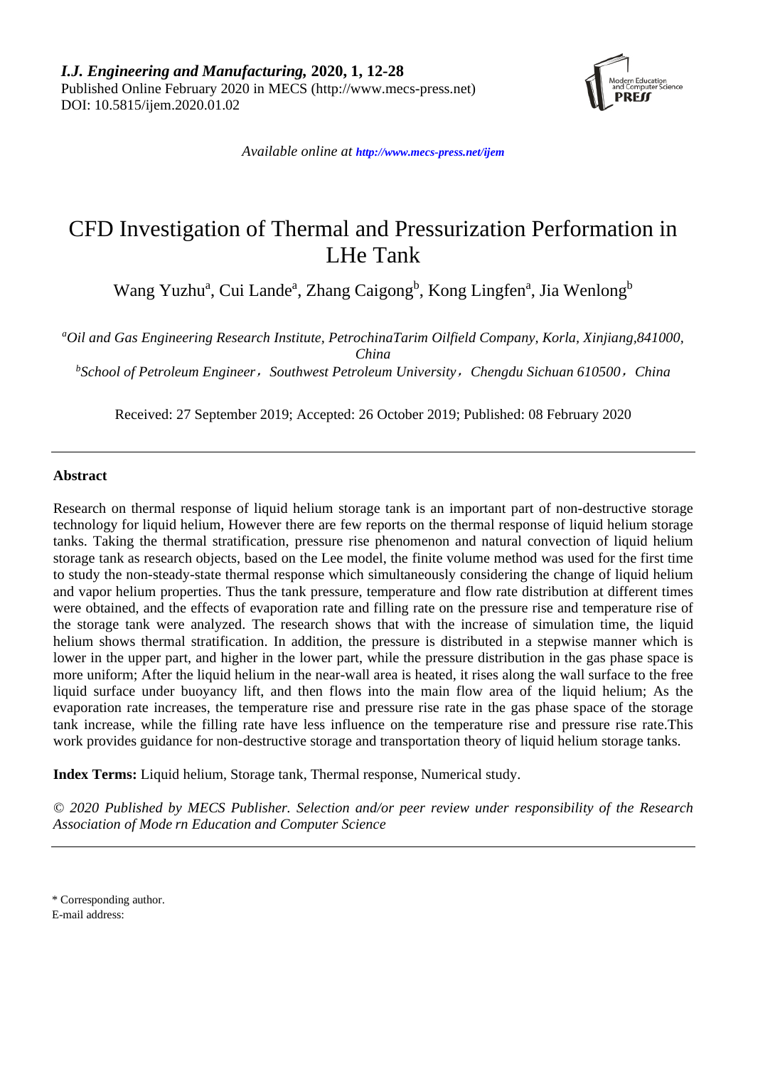*I.J. Engineering and Manufacturing,* **2020, 1, 12-28**
Published Online February 2020 in MECS (http://www.mecs-press.net)
DOI: 10.5815/ijem.2020.01.02

*Available online at http://www.mecs-press.net/ijem*

# CFD Investigation of Thermal and Pressurization Performation in LHe Tank

Wang Yuzhu[a], Cui Lande[a], Zhang Caigong[b], Kong Lingfen[a], Jia Wenlong[b]

[a]*Oil and Gas Engineering Research Institute, PetrochinaTarim Oilfield Company, Korla, Xinjiang,841000, China*

[b]*School of Petroleum Engineer，Southwest Petroleum University，Chengdu Sichuan 610500，China*

Received: 27 September 2019; Accepted: 26 October 2019; Published: 08 February 2020

---

## Abstract

Research on thermal response of liquid helium storage tank is an important part of non-destructive storage technology for liquid helium, However there are few reports on the thermal response of liquid helium storage tanks. Taking the thermal stratification, pressure rise phenomenon and natural convection of liquid helium storage tank as research objects, based on the Lee model, the finite volume method was used for the first time to study the non-steady-state thermal response which simultaneously considering the change of liquid helium and vapor helium properties. Thus the tank pressure, temperature and flow rate distribution at different times were obtained, and the effects of evaporation rate and filling rate on the pressure rise and temperature rise of the storage tank were analyzed. The research shows that with the increase of simulation time, the liquid helium shows thermal stratification. In addition, the pressure is distributed in a stepwise manner which is lower in the upper part, and higher in the lower part, while the pressure distribution in the gas phase space is more uniform; After the liquid helium in the near-wall area is heated, it rises along the wall surface to the free liquid surface under buoyancy lift, and then flows into the main flow area of the liquid helium; As the evaporation rate increases, the temperature rise and pressure rise rate in the gas phase space of the storage tank increase, while the filling rate have less influence on the temperature rise and pressure rise rate.This work provides guidance for non-destructive storage and transportation theory of liquid helium storage tanks.

**Index Terms:** Liquid helium, Storage tank, Thermal response, Numerical study.

*© 2020 Published by MECS Publisher. Selection and/or peer review under responsibility of the Research Association of Mode rn Education and Computer Science*

---

\* Corresponding author.
E-mail address: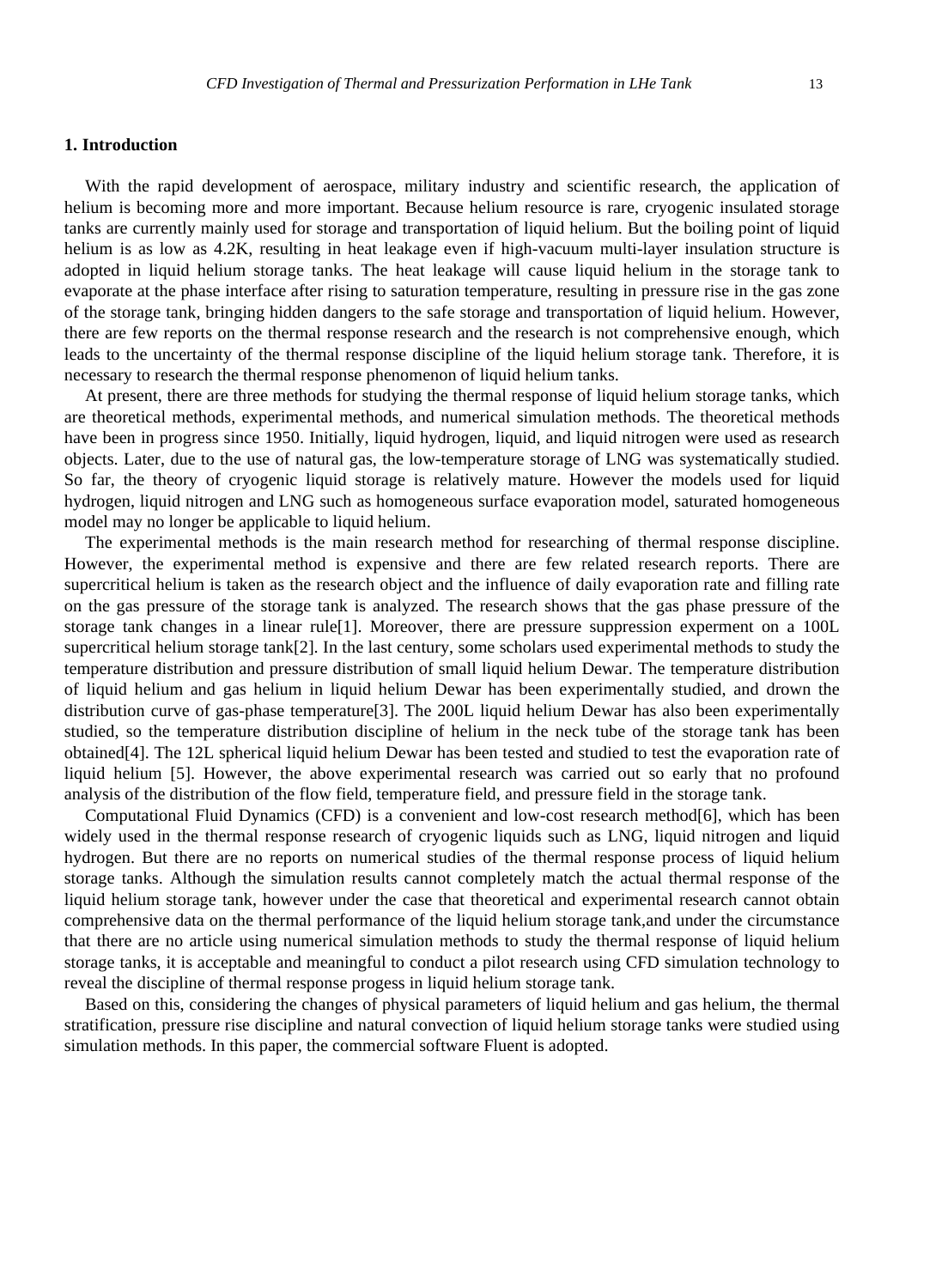## 1. Introduction

With the rapid development of aerospace, military industry and scientific research, the application of helium is becoming more and more important. Because helium resource is rare, cryogenic insulated storage tanks are currently mainly used for storage and transportation of liquid helium. But the boiling point of liquid helium is as low as 4.2K, resulting in heat leakage even if high-vacuum multi-layer insulation structure is adopted in liquid helium storage tanks. The heat leakage will cause liquid helium in the storage tank to evaporate at the phase interface after rising to saturation temperature, resulting in pressure rise in the gas zone of the storage tank, bringing hidden dangers to the safe storage and transportation of liquid helium. However, there are few reports on the thermal response research and the research is not comprehensive enough, which leads to the uncertainty of the thermal response discipline of the liquid helium storage tank. Therefore, it is necessary to research the thermal response phenomenon of liquid helium tanks.

At present, there are three methods for studying the thermal response of liquid helium storage tanks, which are theoretical methods, experimental methods, and numerical simulation methods. The theoretical methods have been in progress since 1950. Initially, liquid hydrogen, liquid, and liquid nitrogen were used as research objects. Later, due to the use of natural gas, the low-temperature storage of LNG was systematically studied. So far, the theory of cryogenic liquid storage is relatively mature. However the models used for liquid hydrogen, liquid nitrogen and LNG such as homogeneous surface evaporation model, saturated homogeneous model may no longer be applicable to liquid helium.

The experimental methods is the main research method for researching of thermal response discipline. However, the experimental method is expensive and there are few related research reports. There are supercritical helium is taken as the research object and the influence of daily evaporation rate and filling rate on the gas pressure of the storage tank is analyzed. The research shows that the gas phase pressure of the storage tank changes in a linear rule[1]. Moreover, there are pressure suppression experment on a 100L supercritical helium storage tank[2]. In the last century, some scholars used experimental methods to study the temperature distribution and pressure distribution of small liquid helium Dewar. The temperature distribution of liquid helium and gas helium in liquid helium Dewar has been experimentally studied, and drown the distribution curve of gas-phase temperature[3]. The 200L liquid helium Dewar has also been experimentally studied, so the temperature distribution discipline of helium in the neck tube of the storage tank has been obtained[4]. The 12L spherical liquid helium Dewar has been tested and studied to test the evaporation rate of liquid helium [5]. However, the above experimental research was carried out so early that no profound analysis of the distribution of the flow field, temperature field, and pressure field in the storage tank.

Computational Fluid Dynamics (CFD) is a convenient and low-cost research method[6], which has been widely used in the thermal response research of cryogenic liquids such as LNG, liquid nitrogen and liquid hydrogen. But there are no reports on numerical studies of the thermal response process of liquid helium storage tanks. Although the simulation results cannot completely match the actual thermal response of the liquid helium storage tank, however under the case that theoretical and experimental research cannot obtain comprehensive data on the thermal performance of the liquid helium storage tank,and under the circumstance that there are no article using numerical simulation methods to study the thermal response of liquid helium storage tanks, it is acceptable and meaningful to conduct a pilot research using CFD simulation technology to reveal the discipline of thermal response progess in liquid helium storage tank.

Based on this, considering the changes of physical parameters of liquid helium and gas helium, the thermal stratification, pressure rise discipline and natural convection of liquid helium storage tanks were studied using simulation methods. In this paper, the commercial software Fluent is adopted.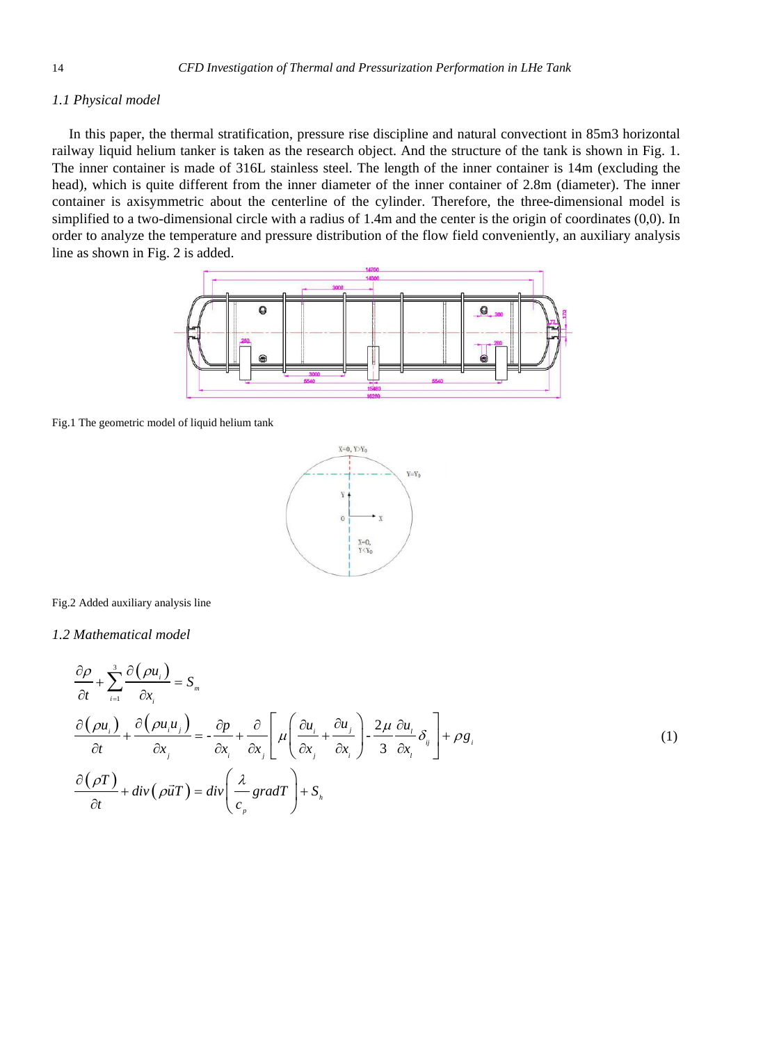### *1.1 Physical model*

In this paper, the thermal stratification, pressure rise discipline and natural convectiont in 85m3 horizontal railway liquid helium tanker is taken as the research object. And the structure of the tank is shown in Fig. 1. The inner container is made of 316L stainless steel. The length of the inner container is 14m (excluding the head), which is quite different from the inner diameter of the inner container of 2.8m (diameter). The inner container is axisymmetric about the centerline of the cylinder. Therefore, the three-dimensional model is simplified to a two-dimensional circle with a radius of 1.4m and the center is the origin of coordinates (0,0). In order to analyze the temperature and pressure distribution of the flow field conveniently, an auxiliary analysis line as shown in Fig. 2 is added.

Fig.1 The geometric model of liquid helium tank

Fig.2 Added auxiliary analysis line

### *1.2 Mathematical model*

$$
\begin{aligned}
&\frac{\partial \rho}{\partial t}+\sum_{i=1}^{3}\frac{\partial\left(\rho u_i\right)}{\partial x_i}=S_m \\
&\frac{\partial\left(\rho u_i\right)}{\partial t}+\frac{\partial\left(\rho u_i u_j\right)}{\partial x_j}=-\frac{\partial p}{\partial x_i}+\frac{\partial}{\partial x_j}\left[\mu\left(\frac{\partial u_i}{\partial x_j}+\frac{\partial u_j}{\partial x_i}\right)-\frac{2\mu}{3}\frac{\partial u_l}{\partial x_l}\delta_{ij}\right]+\rho g_i \\
&\frac{\partial\left(\rho T\right)}{\partial t}+div\left(\rho\vec{u}T\right)=div\left(\frac{\lambda}{c_p}gradT\right)+S_h
\end{aligned}
\tag{1}
$$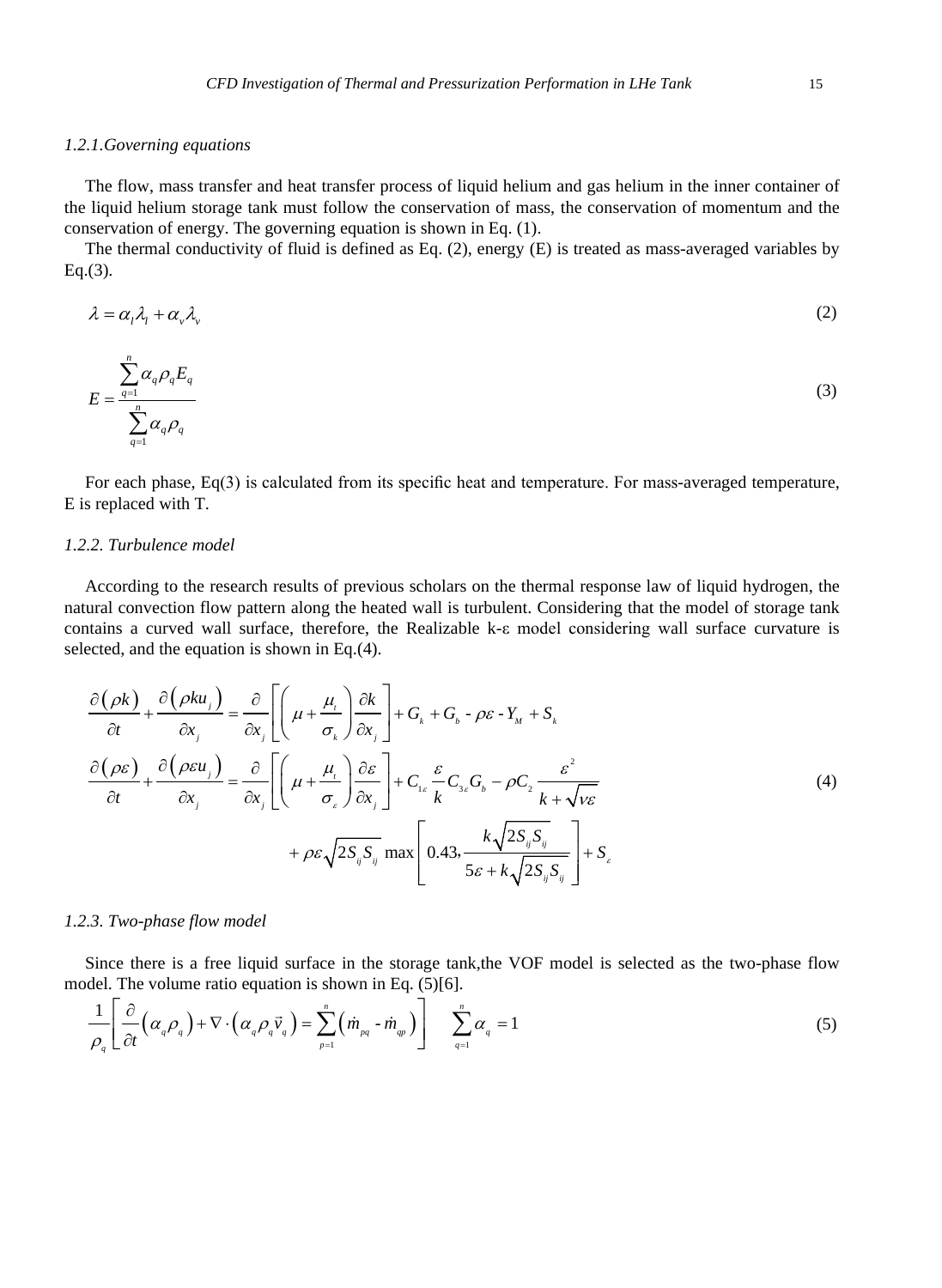*1.2.1.Governing equations*

The flow, mass transfer and heat transfer process of liquid helium and gas helium in the inner container of the liquid helium storage tank must follow the conservation of mass, the conservation of momentum and the conservation of energy. The governing equation is shown in Eq. (1).

The thermal conductivity of fluid is defined as Eq. (2), energy (E) is treated as mass-averaged variables by Eq.(3).

$$\lambda = \alpha_l \lambda_l + \alpha_v \lambda_v \tag{2}$$

$$E = \frac{\sum_{q=1}^{n} \alpha_q \rho_q E_q}{\sum_{q=1}^{n} \alpha_q \rho_q} \tag{3}$$

For each phase, Eq(3) is calculated from its specific heat and temperature. For mass-averaged temperature, E is replaced with T.

*1.2.2. Turbulence model*

According to the research results of previous scholars on the thermal response law of liquid hydrogen, the natural convection flow pattern along the heated wall is turbulent. Considering that the model of storage tank contains a curved wall surface, therefore, the Realizable k-ε model considering wall surface curvature is selected, and the equation is shown in Eq.(4).

$$\begin{aligned}
&\frac{\partial(\rho k)}{\partial t} + \frac{\partial(\rho k u_j)}{\partial x_j} = \frac{\partial}{\partial x_j}\left[\left(\mu + \frac{\mu_t}{\sigma_k}\right)\frac{\partial k}{\partial x_j}\right] + G_k + G_b - \rho\varepsilon - Y_M + S_k \\
&\frac{\partial(\rho \varepsilon)}{\partial t} + \frac{\partial(\rho \varepsilon u_j)}{\partial x_j} = \frac{\partial}{\partial x_j}\left[\left(\mu + \frac{\mu_t}{\sigma_\varepsilon}\right)\frac{\partial \varepsilon}{\partial x_j}\right] + C_{1\varepsilon}\frac{\varepsilon}{k}C_{3\varepsilon}G_b - \rho C_2 \frac{\varepsilon^2}{k + \sqrt{\nu\varepsilon}} \\
&\qquad + \rho\varepsilon\sqrt{2S_{ij}S_{ij}}\max\left[0.43, \frac{k\sqrt{2S_{ij}S_{ij}}}{5\varepsilon + k\sqrt{2S_{ij}S_{ij}}}\right] + S_\varepsilon
\end{aligned} \tag{4}$$

*1.2.3. Two-phase flow model*

Since there is a free liquid surface in the storage tank,the VOF model is selected as the two-phase flow model. The volume ratio equation is shown in Eq. (5)[6].

$$\frac{1}{\rho_q}\left[\frac{\partial}{\partial t}\left(\alpha_q \rho_q\right) + \nabla \cdot \left(\alpha_q \rho_q \vec{v}_q\right) = \sum_{p=1}^{n}\left(\dot{m}_{pq} - \dot{m}_{qp}\right)\right] \quad \sum_{q=1}^{n} \alpha_q = 1 \tag{5}$$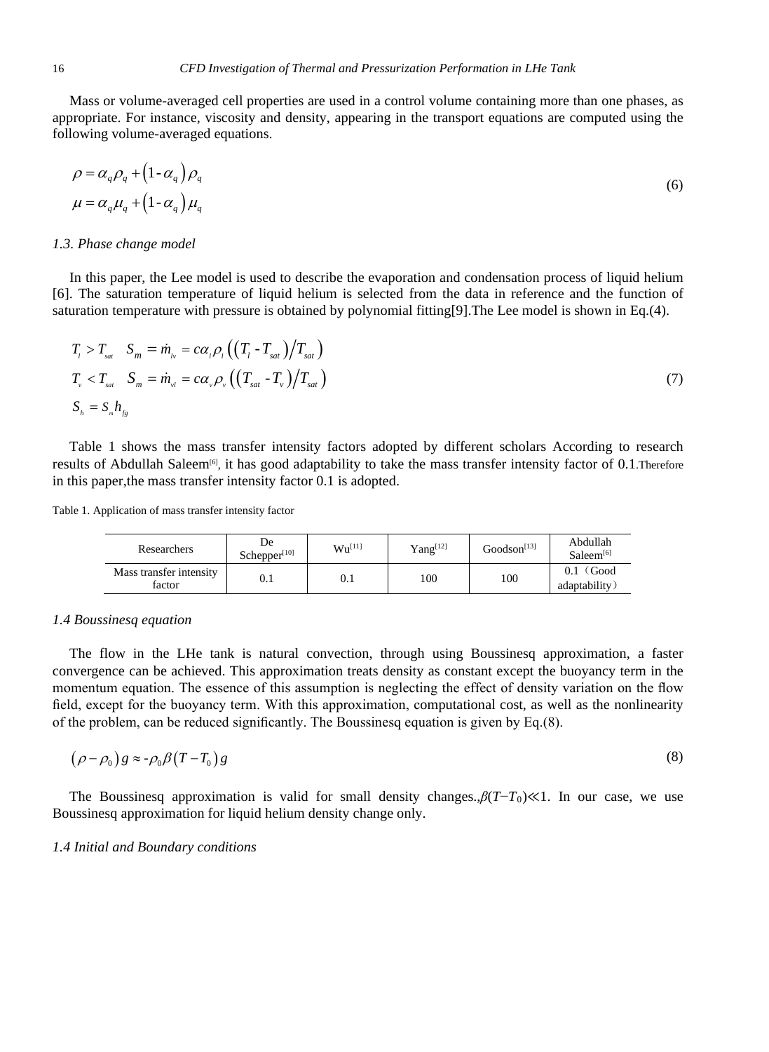Mass or volume-averaged cell properties are used in a control volume containing more than one phases, as appropriate. For instance, viscosity and density, appearing in the transport equations are computed using the following volume-averaged equations.

$$
\begin{aligned}
\rho &= \alpha_q \rho_q + \left(1 - \alpha_q\right) \rho_q \\
\mu &= \alpha_q \mu_q + \left(1 - \alpha_q\right) \mu_q
\end{aligned}
\tag{6}
$$

### *1.3. Phase change model*

In this paper, the Lee model is used to describe the evaporation and condensation process of liquid helium [6]. The saturation temperature of liquid helium is selected from the data in reference and the function of saturation temperature with pressure is obtained by polynomial fitting[9].The Lee model is shown in Eq.(4).

$$
\begin{aligned}
&T_l > T_{sat} \quad S_m = \dot{m}_{lv} = c\alpha_l \rho_l \left(\left(T_l - T_{sat}\right) / T_{sat}\right) \\
&T_v < T_{sat} \quad S_m = \dot{m}_{vl} = c\alpha_v \rho_v \left(\left(T_{sat} - T_v\right) / T_{sat}\right) \\
&S_h = S_m h_{fg}
\end{aligned}
\tag{7}
$$

Table 1 shows the mass transfer intensity factors adopted by different scholars According to research results of Abdullah Saleem[6], it has good adaptability to take the mass transfer intensity factor of 0.1.Therefore in this paper,the mass transfer intensity factor 0.1 is adopted.

Table 1. Application of mass transfer intensity factor

| Researchers | De Schepper[10] | Wu[11] | Yang[12] | Goodson[13] | Abdullah Saleem[6] |
|---|---|---|---|---|---|
| Mass transfer intensity factor | 0.1 | 0.1 | 100 | 100 | 0.1（Good adaptability） |

### *1.4 Boussinesq equation*

The flow in the LHe tank is natural convection, through using Boussinesq approximation, a faster convergence can be achieved. This approximation treats density as constant except the buoyancy term in the momentum equation. The essence of this assumption is neglecting the effect of density variation on the flow field, except for the buoyancy term. With this approximation, computational cost, as well as the nonlinearity of the problem, can be reduced significantly. The Boussinesq equation is given by Eq.(8).

$$
\left(\rho - \rho_0\right) g \approx -\rho_0 \beta \left(T - T_0\right) g \tag{8}
$$

The Boussinesq approximation is valid for small density changes.,$\beta(T-T_0) \ll 1$. In our case, we use Boussinesq approximation for liquid helium density change only.

### *1.4 Initial and Boundary conditions*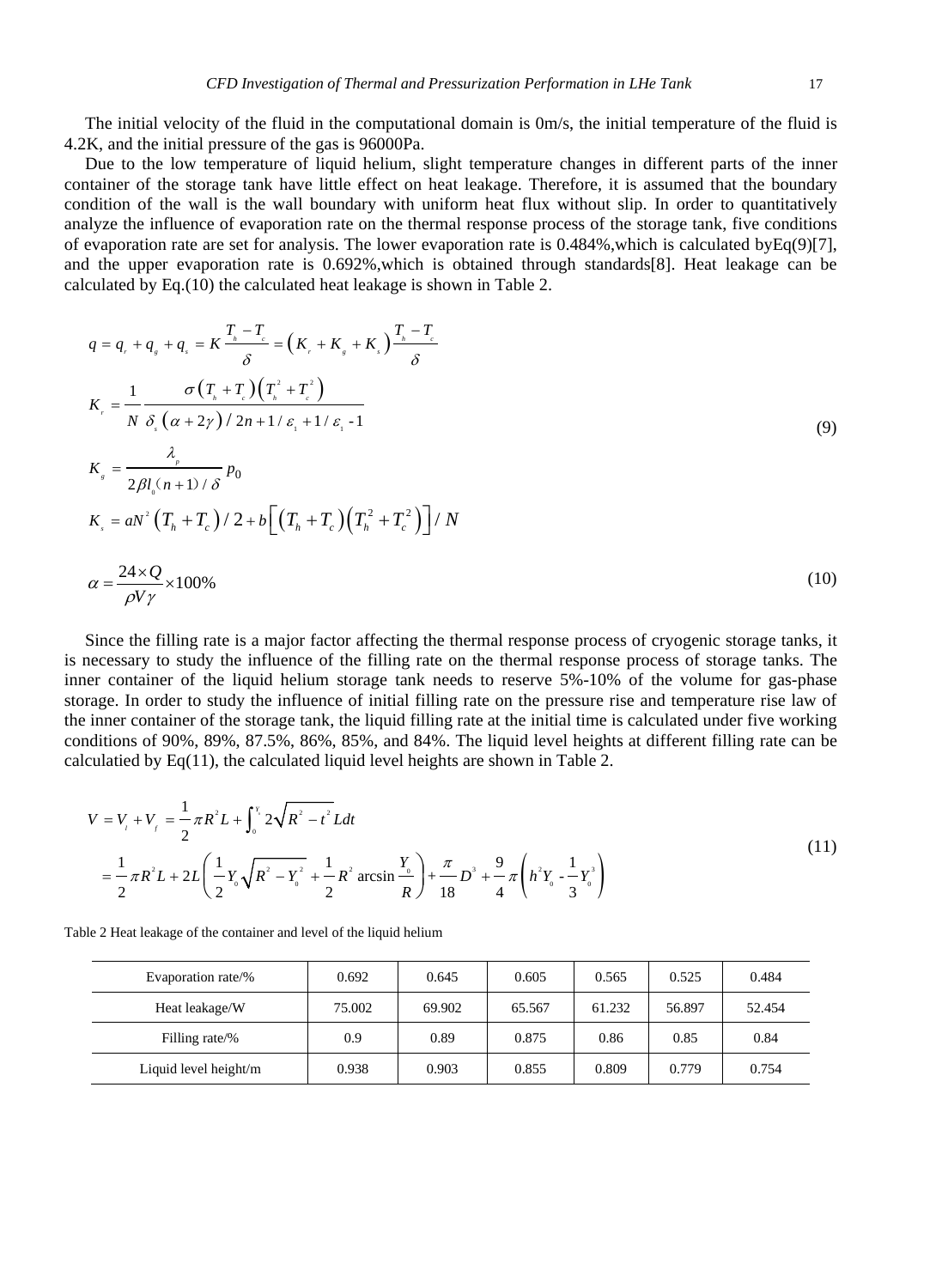The initial velocity of the fluid in the computational domain is 0m/s, the initial temperature of the fluid is 4.2K, and the initial pressure of the gas is 96000Pa.

Due to the low temperature of liquid helium, slight temperature changes in different parts of the inner container of the storage tank have little effect on heat leakage. Therefore, it is assumed that the boundary condition of the wall is the wall boundary with uniform heat flux without slip. In order to quantitatively analyze the influence of evaporation rate on the thermal response process of the storage tank, five conditions of evaporation rate are set for analysis. The lower evaporation rate is 0.484%,which is calculated byEq(9)[7], and the upper evaporation rate is 0.692%,which is obtained through standards[8]. Heat leakage can be calculated by Eq.(10) the calculated heat leakage is shown in Table 2.

$$
\begin{aligned}
& q = q_r + q_g + q_s = K\frac{T_h - T_c}{\delta} = \left(K_r + K_g + K_s\right)\frac{T_h - T_c}{\delta} \\
& K_r = \frac{1}{N}\frac{\sigma\left(T_h + T_c\right)\left(T_h^2 + T_c^2\right)}{\delta_s\left(\alpha + 2\gamma\right)/2n + 1/\varepsilon_1 + 1/\varepsilon_1 - 1} \\
& K_g = \frac{\lambda_p}{2\beta l_0(n+1)/\delta} p_0 \\
& K_s = aN^2\left(T_h + T_c\right)/2 + b\left[\left(T_h + T_c\right)\left(T_h^2 + T_c^2\right)\right]/N
\end{aligned}
\tag{9}
$$

$$
\alpha = \frac{24 \times Q}{\rho V \gamma} \times 100\% \tag{10}
$$

Since the filling rate is a major factor affecting the thermal response process of cryogenic storage tanks, it is necessary to study the influence of the filling rate on the thermal response process of storage tanks. The inner container of the liquid helium storage tank needs to reserve 5%-10% of the volume for gas-phase storage. In order to study the influence of initial filling rate on the pressure rise and temperature rise law of the inner container of the storage tank, the liquid filling rate at the initial time is calculated under five working conditions of 90%, 89%, 87.5%, 86%, 85%, and 84%. The liquid level heights at different filling rate can be calculatied by Eq(11), the calculated liquid level heights are shown in Table 2.

$$
\begin{aligned}
V &= V_l + V_f = \frac{1}{2}\pi R^2 L + \int_0^{Y_s} 2\sqrt{R^2 - t^2}\, L dt \\
&= \frac{1}{2}\pi R^2 L + 2L\left(\frac{1}{2}Y_0\sqrt{R^2 - Y_0^2} + \frac{1}{2}R^2 \arcsin\frac{Y_0}{R}\right) + \frac{\pi}{18}D^3 + \frac{9}{4}\pi\left(h^2 Y_0 - \frac{1}{3}Y_0^3\right)
\end{aligned}
\tag{11}
$$

Table 2 Heat leakage of the container and level of the liquid helium

| Evaporation rate/% | 0.692 | 0.645 | 0.605 | 0.565 | 0.525 | 0.484 |
|---|---|---|---|---|---|---|
| Heat leakage/W | 75.002 | 69.902 | 65.567 | 61.232 | 56.897 | 52.454 |
| Filling rate/% | 0.9 | 0.89 | 0.875 | 0.86 | 0.85 | 0.84 |
| Liquid level height/m | 0.938 | 0.903 | 0.855 | 0.809 | 0.779 | 0.754 |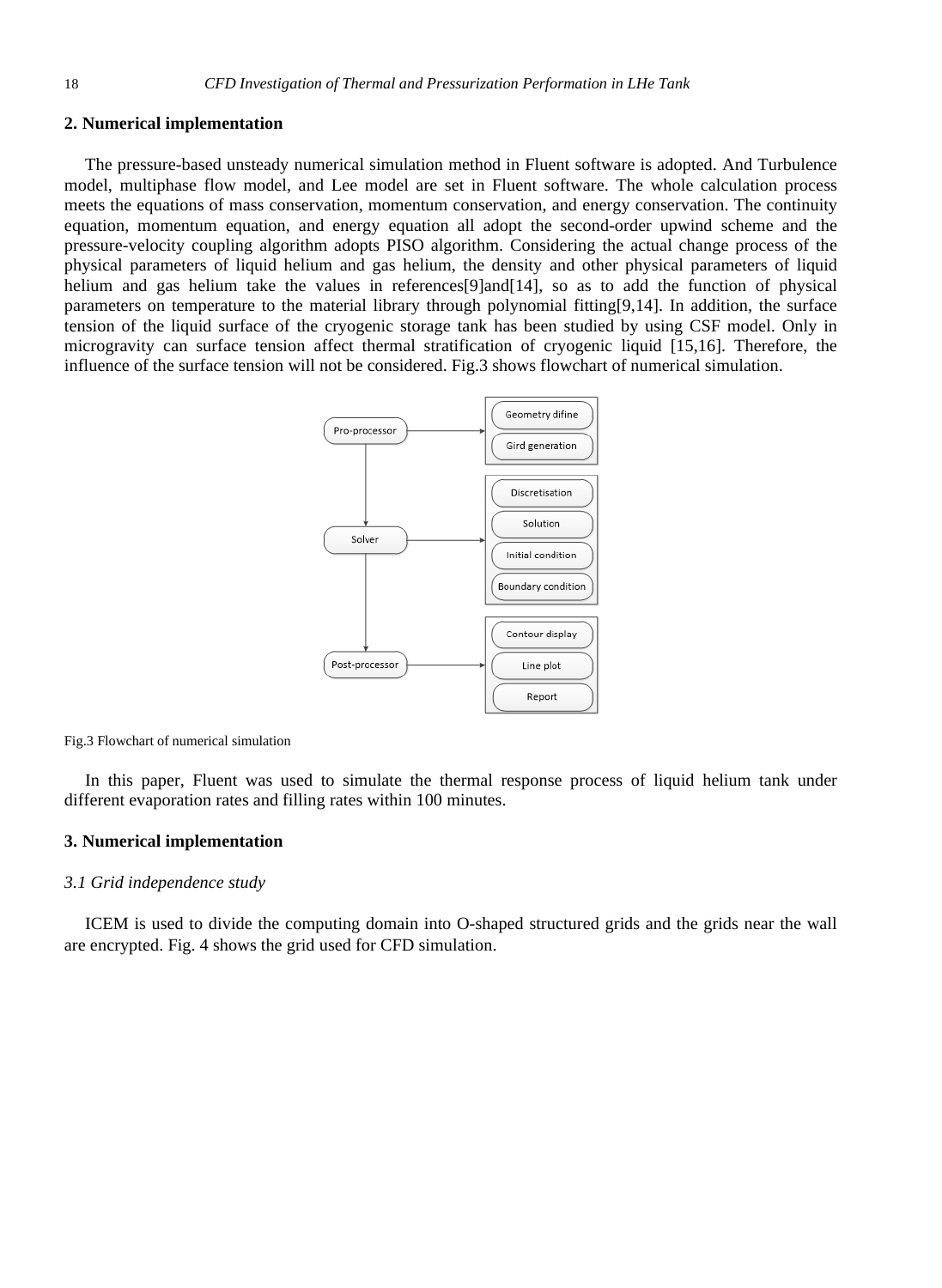## 2. Numerical implementation

The pressure-based unsteady numerical simulation method in Fluent software is adopted. And Turbulence model, multiphase flow model, and Lee model are set in Fluent software. The whole calculation process meets the equations of mass conservation, momentum conservation, and energy conservation. The continuity equation, momentum equation, and energy equation all adopt the second-order upwind scheme and the pressure-velocity coupling algorithm adopts PISO algorithm. Considering the actual change process of the physical parameters of liquid helium and gas helium, the density and other physical parameters of liquid helium and gas helium take the values in references[9]and[14], so as to add the function of physical parameters on temperature to the material library through polynomial fitting[9,14]. In addition, the surface tension of the liquid surface of the cryogenic storage tank has been studied by using CSF model. Only in microgravity can surface tension affect thermal stratification of cryogenic liquid [15,16]. Therefore, the influence of the surface tension will not be considered. Fig.3 shows flowchart of numerical simulation.

Pro-processor → Geometry difine; Gird generation

Solver → Discretisation; Solution; Initial condition; Boundary condition

Post-processor → Contour display; Line plot; Report

Fig.3 Flowchart of numerical simulation

In this paper, Fluent was used to simulate the thermal response process of liquid helium tank under different evaporation rates and filling rates within 100 minutes.

## 3. Numerical implementation

### *3.1 Grid independence study*

ICEM is used to divide the computing domain into O-shaped structured grids and the grids near the wall are encrypted. Fig. 4 shows the grid used for CFD simulation.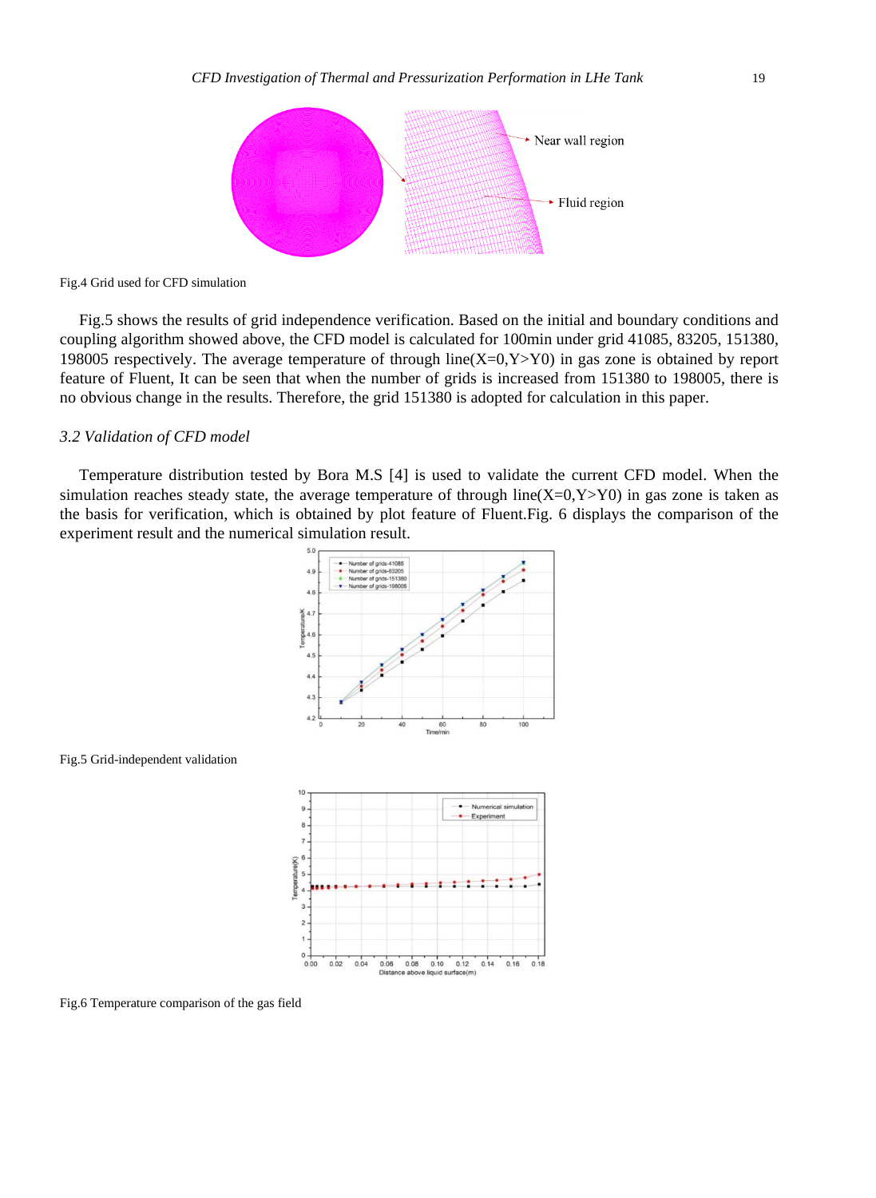Fig.4 Grid used for CFD simulation

Fig.5 shows the results of grid independence verification. Based on the initial and boundary conditions and coupling algorithm showed above, the CFD model is calculated for 100min under grid 41085, 83205, 151380, 198005 respectively. The average temperature of through line(X=0,Y>Y0) in gas zone is obtained by report feature of Fluent, It can be seen that when the number of grids is increased from 151380 to 198005, there is no obvious change in the results. Therefore, the grid 151380 is adopted for calculation in this paper.

### *3.2 Validation of CFD model*

Temperature distribution tested by Bora M.S [4] is used to validate the current CFD model. When the simulation reaches steady state, the average temperature of through line(X=0,Y>Y0) in gas zone is taken as the basis for verification, which is obtained by plot feature of Fluent.Fig. 6 displays the comparison of the experiment result and the numerical simulation result.

Fig.5 Grid-independent validation

Fig.6 Temperature comparison of the gas field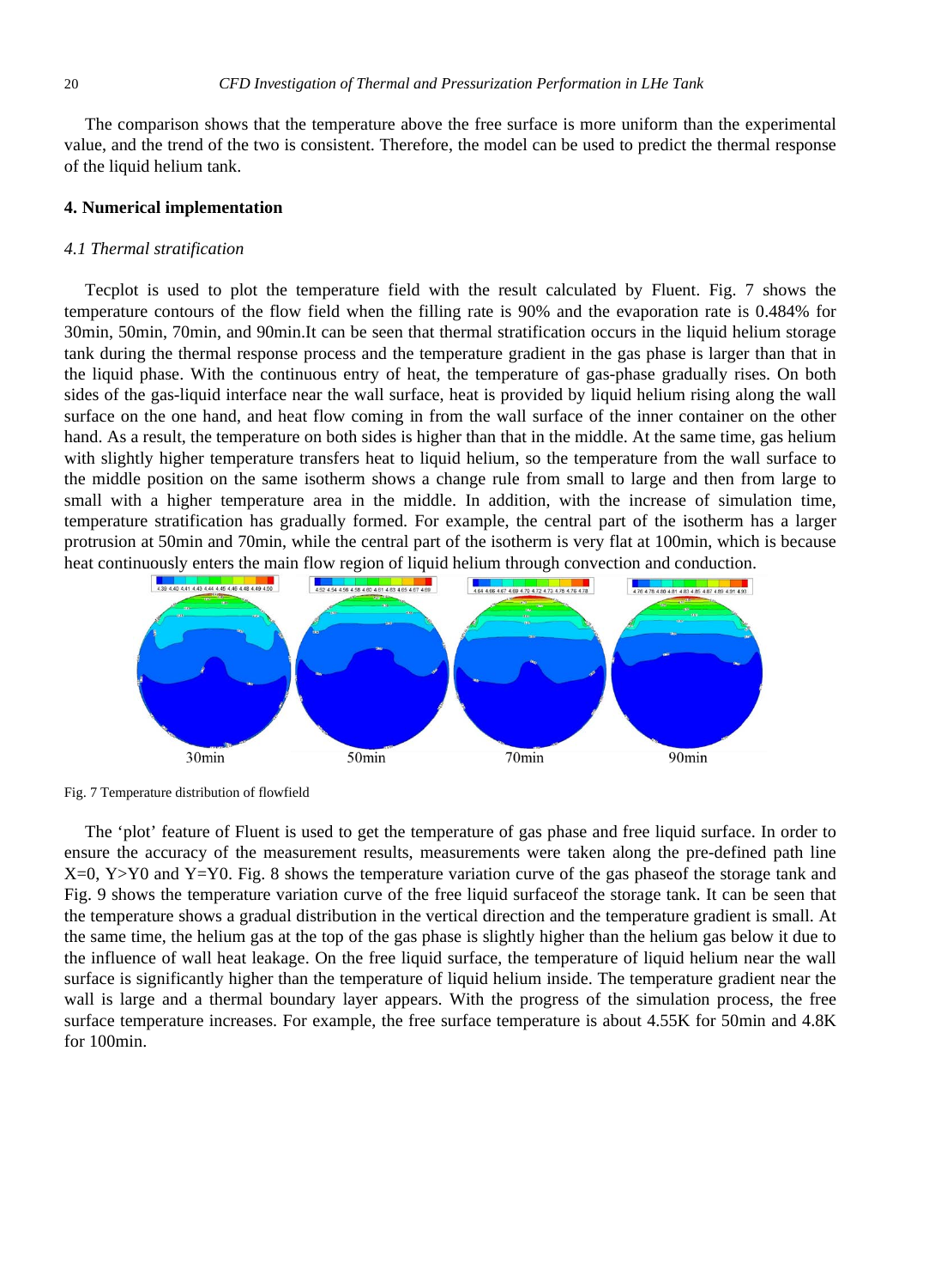The comparison shows that the temperature above the free surface is more uniform than the experimental value, and the trend of the two is consistent. Therefore, the model can be used to predict the thermal response of the liquid helium tank.

## 4. Numerical implementation

### *4.1 Thermal stratification*

Tecplot is used to plot the temperature field with the result calculated by Fluent. Fig. 7 shows the temperature contours of the flow field when the filling rate is 90% and the evaporation rate is 0.484% for 30min, 50min, 70min, and 90min.It can be seen that thermal stratification occurs in the liquid helium storage tank during the thermal response process and the temperature gradient in the gas phase is larger than that in the liquid phase. With the continuous entry of heat, the temperature of gas-phase gradually rises. On both sides of the gas-liquid interface near the wall surface, heat is provided by liquid helium rising along the wall surface on the one hand, and heat flow coming in from the wall surface of the inner container on the other hand. As a result, the temperature on both sides is higher than that in the middle. At the same time, gas helium with slightly higher temperature transfers heat to liquid helium, so the temperature from the wall surface to the middle position on the same isotherm shows a change rule from small to large and then from large to small with a higher temperature area in the middle. In addition, with the increase of simulation time, temperature stratification has gradually formed. For example, the central part of the isotherm has a larger protrusion at 50min and 70min, while the central part of the isotherm is very flat at 100min, which is because heat continuously enters the main flow region of liquid helium through convection and conduction.

Fig. 7 Temperature distribution of flowfield

The 'plot' feature of Fluent is used to get the temperature of gas phase and free liquid surface. In order to ensure the accuracy of the measurement results, measurements were taken along the pre-defined path line X=0, Y>Y0 and Y=Y0. Fig. 8 shows the temperature variation curve of the gas phaseof the storage tank and Fig. 9 shows the temperature variation curve of the free liquid surfaceof the storage tank. It can be seen that the temperature shows a gradual distribution in the vertical direction and the temperature gradient is small. At the same time, the helium gas at the top of the gas phase is slightly higher than the helium gas below it due to the influence of wall heat leakage. On the free liquid surface, the temperature of liquid helium near the wall surface is significantly higher than the temperature of liquid helium inside. The temperature gradient near the wall is large and a thermal boundary layer appears. With the progress of the simulation process, the free surface temperature increases. For example, the free surface temperature is about 4.55K for 50min and 4.8K for 100min.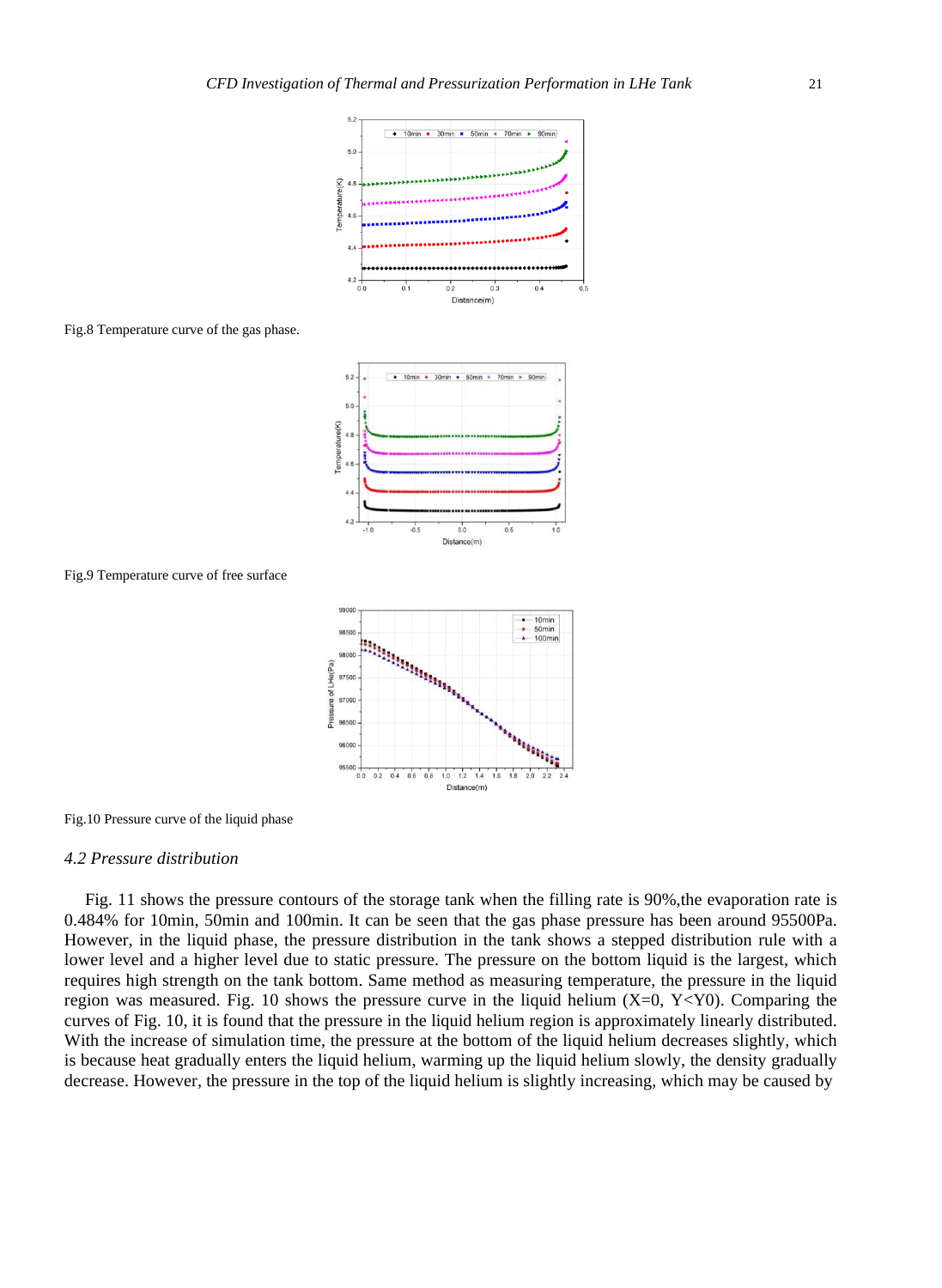Fig.8 Temperature curve of the gas phase.

Fig.9 Temperature curve of free surface

Fig.10 Pressure curve of the liquid phase

### *4.2 Pressure distribution*

Fig. 11 shows the pressure contours of the storage tank when the filling rate is 90%,the evaporation rate is 0.484% for 10min, 50min and 100min. It can be seen that the gas phase pressure has been around 95500Pa. However, in the liquid phase, the pressure distribution in the tank shows a stepped distribution rule with a lower level and a higher level due to static pressure. The pressure on the bottom liquid is the largest, which requires high strength on the tank bottom. Same method as measuring temperature, the pressure in the liquid region was measured. Fig. 10 shows the pressure curve in the liquid helium ($X=0$, $Y<Y0$). Comparing the curves of Fig. 10, it is found that the pressure in the liquid helium region is approximately linearly distributed. With the increase of simulation time, the pressure at the bottom of the liquid helium decreases slightly, which is because heat gradually enters the liquid helium, warming up the liquid helium slowly, the density gradually decrease. However, the pressure in the top of the liquid helium is slightly increasing, which may be caused by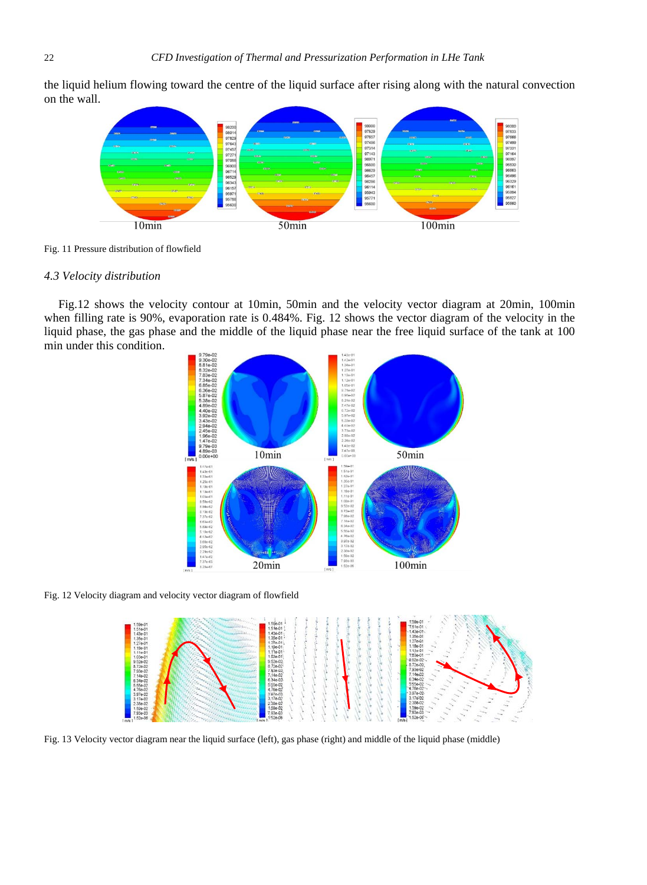the liquid helium flowing toward the centre of the liquid surface after rising along with the natural convection on the wall.

Fig. 11 Pressure distribution of flowfield

### *4.3 Velocity distribution*

Fig.12 shows the velocity contour at 10min, 50min and the velocity vector diagram at 20min, 100min when filling rate is 90%, evaporation rate is 0.484%. Fig. 12 shows the vector diagram of the velocity in the liquid phase, the gas phase and the middle of the liquid phase near the free liquid surface of the tank at 100 min under this condition.

Fig. 12 Velocity diagram and velocity vector diagram of flowfield

Fig. 13 Velocity vector diagram near the liquid surface (left), gas phase (right) and middle of the liquid phase (middle)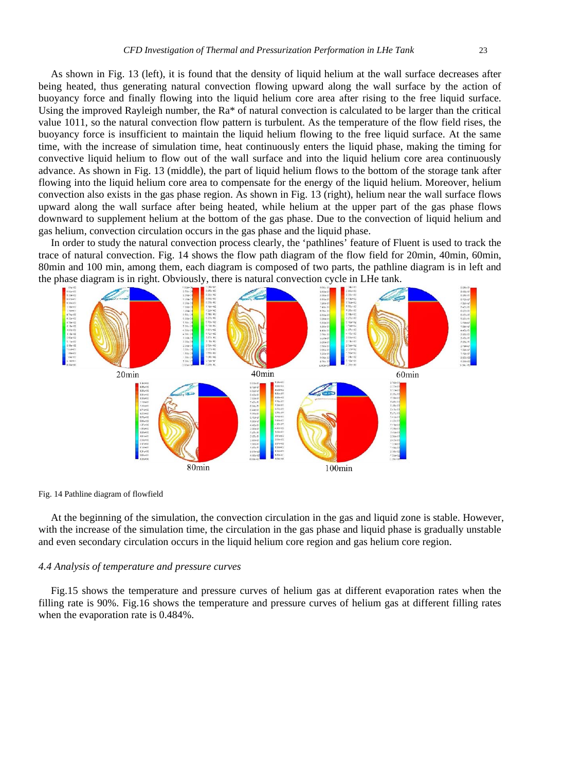As shown in Fig. 13 (left), it is found that the density of liquid helium at the wall surface decreases after being heated, thus generating natural convection flowing upward along the wall surface by the action of buoyancy force and finally flowing into the liquid helium core area after rising to the free liquid surface. Using the improved Rayleigh number, the Ra* of natural convection is calculated to be larger than the critical value 1011, so the natural convection flow pattern is turbulent. As the temperature of the flow field rises, the buoyancy force is insufficient to maintain the liquid helium flowing to the free liquid surface. At the same time, with the increase of simulation time, heat continuously enters the liquid phase, making the timing for convective liquid helium to flow out of the wall surface and into the liquid helium core area continuously advance. As shown in Fig. 13 (middle), the part of liquid helium flows to the bottom of the storage tank after flowing into the liquid helium core area to compensate for the energy of the liquid helium. Moreover, helium convection also exists in the gas phase region. As shown in Fig. 13 (right), helium near the wall surface flows upward along the wall surface after being heated, while helium at the upper part of the gas phase flows downward to supplement helium at the bottom of the gas phase. Due to the convection of liquid helium and gas helium, convection circulation occurs in the gas phase and the liquid phase.

In order to study the natural convection process clearly, the 'pathlines' feature of Fluent is used to track the trace of natural convection. Fig. 14 shows the flow path diagram of the flow field for 20min, 40min, 60min, 80min and 100 min, among them, each diagram is composed of two parts, the pathline diagram is in left and the phase diagram is in right. Obviously, there is natural convection cycle in LHe tank.

Fig. 14 Pathline diagram of flowfield

At the beginning of the simulation, the convection circulation in the gas and liquid zone is stable. However, with the increase of the simulation time, the circulation in the gas phase and liquid phase is gradually unstable and even secondary circulation occurs in the liquid helium core region and gas helium core region.

### *4.4 Analysis of temperature and pressure curves*

Fig.15 shows the temperature and pressure curves of helium gas at different evaporation rates when the filling rate is 90%. Fig.16 shows the temperature and pressure curves of helium gas at different filling rates when the evaporation rate is 0.484%.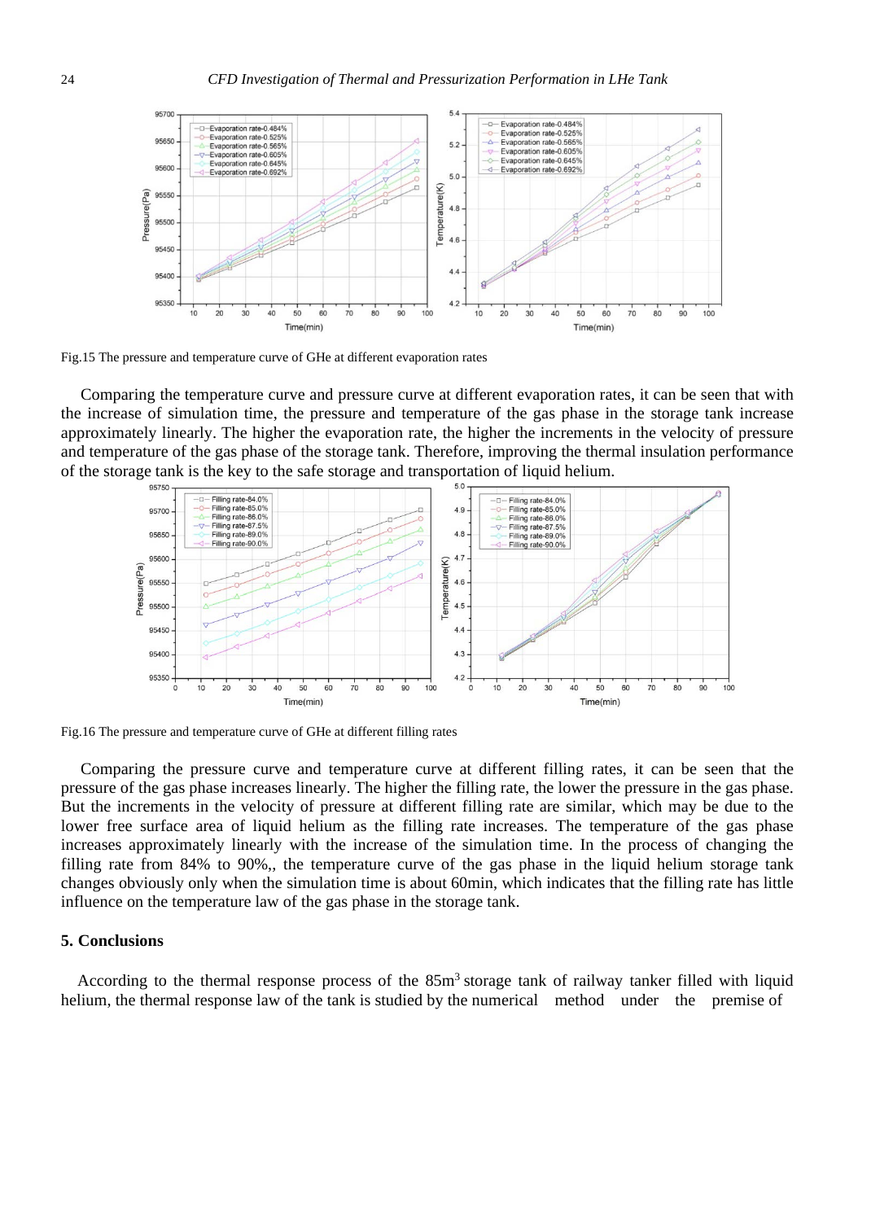Fig.15 The pressure and temperature curve of GHe at different evaporation rates

Comparing the temperature curve and pressure curve at different evaporation rates, it can be seen that with the increase of simulation time, the pressure and temperature of the gas phase in the storage tank increase approximately linearly. The higher the evaporation rate, the higher the increments in the velocity of pressure and temperature of the gas phase of the storage tank. Therefore, improving the thermal insulation performance of the storage tank is the key to the safe storage and transportation of liquid helium.

Fig.16 The pressure and temperature curve of GHe at different filling rates

Comparing the pressure curve and temperature curve at different filling rates, it can be seen that the pressure of the gas phase increases linearly. The higher the filling rate, the lower the pressure in the gas phase. But the increments in the velocity of pressure at different filling rate are similar, which may be due to the lower free surface area of liquid helium as the filling rate increases. The temperature of the gas phase increases approximately linearly with the increase of the simulation time. In the process of changing the filling rate from 84% to 90%,, the temperature curve of the gas phase in the liquid helium storage tank changes obviously only when the simulation time is about 60min, which indicates that the filling rate has little influence on the temperature law of the gas phase in the storage tank.

## 5. Conclusions

According to the thermal response process of the 85m$^3$ storage tank of railway tanker filled with liquid helium, the thermal response law of the tank is studied by the numerical method under the premise of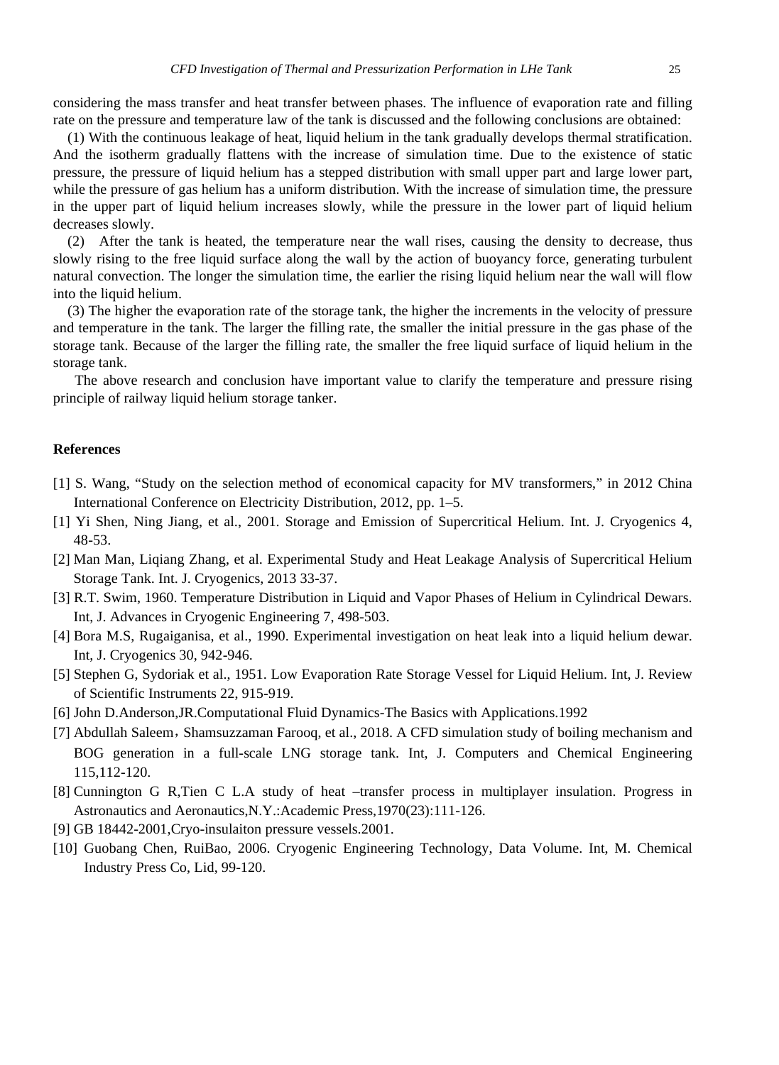considering the mass transfer and heat transfer between phases. The influence of evaporation rate and filling rate on the pressure and temperature law of the tank is discussed and the following conclusions are obtained:

(1) With the continuous leakage of heat, liquid helium in the tank gradually develops thermal stratification. And the isotherm gradually flattens with the increase of simulation time. Due to the existence of static pressure, the pressure of liquid helium has a stepped distribution with small upper part and large lower part, while the pressure of gas helium has a uniform distribution. With the increase of simulation time, the pressure in the upper part of liquid helium increases slowly, while the pressure in the lower part of liquid helium decreases slowly.

(2) After the tank is heated, the temperature near the wall rises, causing the density to decrease, thus slowly rising to the free liquid surface along the wall by the action of buoyancy force, generating turbulent natural convection. The longer the simulation time, the earlier the rising liquid helium near the wall will flow into the liquid helium.

(3) The higher the evaporation rate of the storage tank, the higher the increments in the velocity of pressure and temperature in the tank. The larger the filling rate, the smaller the initial pressure in the gas phase of the storage tank. Because of the larger the filling rate, the smaller the free liquid surface of liquid helium in the storage tank.

The above research and conclusion have important value to clarify the temperature and pressure rising principle of railway liquid helium storage tanker.

## References

[1] S. Wang, "Study on the selection method of economical capacity for MV transformers," in 2012 China International Conference on Electricity Distribution, 2012, pp. 1–5.

[1] Yi Shen, Ning Jiang, et al., 2001. Storage and Emission of Supercritical Helium. Int. J. Cryogenics 4, 48-53.

[2] Man Man, Liqiang Zhang, et al. Experimental Study and Heat Leakage Analysis of Supercritical Helium Storage Tank. Int. J. Cryogenics, 2013 33-37.

[3] R.T. Swim, 1960. Temperature Distribution in Liquid and Vapor Phases of Helium in Cylindrical Dewars. Int, J. Advances in Cryogenic Engineering 7, 498-503.

[4] Bora M.S, Rugaiganisa, et al., 1990. Experimental investigation on heat leak into a liquid helium dewar. Int, J. Cryogenics 30, 942-946.

[5] Stephen G, Sydoriak et al., 1951. Low Evaporation Rate Storage Vessel for Liquid Helium. Int, J. Review of Scientific Instruments 22, 915-919.

[6] John D.Anderson,JR.Computational Fluid Dynamics-The Basics with Applications.1992

[7] Abdullah Saleem，Shamsuzzaman Farooq, et al., 2018. A CFD simulation study of boiling mechanism and BOG generation in a full-scale LNG storage tank. Int, J. Computers and Chemical Engineering 115,112-120.

[8] Cunnington G R,Tien C L.A study of heat –transfer process in multiplayer insulation. Progress in Astronautics and Aeronautics,N.Y.:Academic Press,1970(23):111-126.

[9] GB 18442-2001,Cryo-insulaiton pressure vessels.2001.

[10] Guobang Chen, RuiBao, 2006. Cryogenic Engineering Technology, Data Volume. Int, M. Chemical Industry Press Co, Lid, 99-120.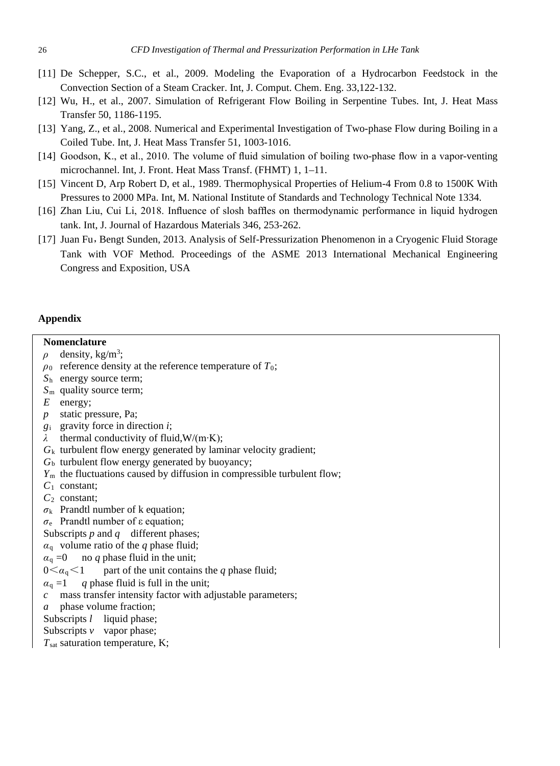[11] De Schepper, S.C., et al., 2009. Modeling the Evaporation of a Hydrocarbon Feedstock in the Convection Section of a Steam Cracker. Int, J. Comput. Chem. Eng. 33,122-132.

[12] Wu, H., et al., 2007. Simulation of Refrigerant Flow Boiling in Serpentine Tubes. Int, J. Heat Mass Transfer 50, 1186-1195.

[13] Yang, Z., et al., 2008. Numerical and Experimental Investigation of Two-phase Flow during Boiling in a Coiled Tube. Int, J. Heat Mass Transfer 51, 1003-1016.

[14] Goodson, K., et al., 2010. The volume of fluid simulation of boiling two-phase flow in a vapor-venting microchannel. Int, J. Front. Heat Mass Transf. (FHMT) 1, 1–11.

[15] Vincent D, Arp Robert D, et al., 1989. Thermophysical Properties of Helium-4 From 0.8 to 1500K With Pressures to 2000 MPa. Int, M. National Institute of Standards and Technology Technical Note 1334.

[16] Zhan Liu, Cui Li, 2018. Influence of slosh baffles on thermodynamic performance in liquid hydrogen tank. Int, J. Journal of Hazardous Materials 346, 253-262.

[17] Juan Fu，Bengt Sunden, 2013. Analysis of Self-Pressurization Phenomenon in a Cryogenic Fluid Storage Tank with VOF Method. Proceedings of the ASME 2013 International Mechanical Engineering Congress and Exposition, USA

## Appendix

**Nomenclature**

$\rho$ density, kg/m$^3$;

$\rho_0$ reference density at the reference temperature of $T_0$;

$S_h$ energy source term;

$S_m$ quality source term;

$E$ energy;

$p$ static pressure, Pa;

$g_i$ gravity force in direction $i$;

$\lambda$ thermal conductivity of fluid,W/(m·K);

$G_k$ turbulent flow energy generated by laminar velocity gradient;

$G_b$ turbulent flow energy generated by buoyancy;

$Y_m$ the fluctuations caused by diffusion in compressible turbulent flow;

$C_1$ constant;

$C_2$ constant;

$\sigma_k$ Prandtl number of k equation;

$\sigma_e$ Prandtl number of ε equation;

Subscripts $p$ and $q$ different phases;

$\alpha_q$ volume ratio of the $q$ phase fluid;

$\alpha_q = 0$ no $q$ phase fluid in the unit;

$0 < \alpha_q < 1$ part of the unit contains the $q$ phase fluid;

$\alpha_q = 1$ $q$ phase fluid is full in the unit;

$c$ mass transfer intensity factor with adjustable parameters;

$a$ phase volume fraction;

Subscripts $l$ liquid phase;

Subscripts $v$ vapor phase;

$T_{sat}$ saturation temperature, K;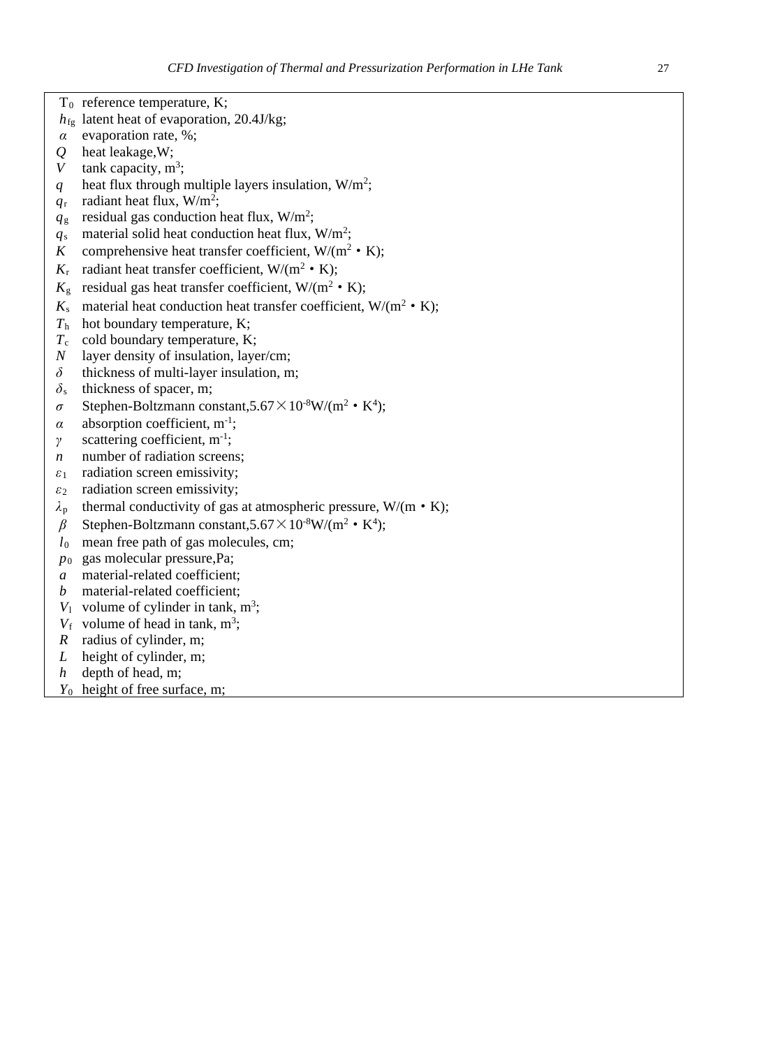| | |
|---|---|
| $T_0$ | reference temperature, K; |
| $h_{fg}$ | latent heat of evaporation, 20.4J/kg; |
| $\alpha$ | evaporation rate, %; |
| $Q$ | heat leakage,W; |
| $V$ | tank capacity, $m^3$; |
| $q$ | heat flux through multiple layers insulation, $W/m^2$; |
| $q_r$ | radiant heat flux, $W/m^2$; |
| $q_g$ | residual gas conduction heat flux, $W/m^2$; |
| $q_s$ | material solid heat conduction heat flux, $W/m^2$; |
| $K$ | comprehensive heat transfer coefficient, $W/(m^2 \cdot K)$; |
| $K_r$ | radiant heat transfer coefficient, $W/(m^2 \cdot K)$; |
| $K_g$ | residual gas heat transfer coefficient, $W/(m^2 \cdot K)$; |
| $K_s$ | material heat conduction heat transfer coefficient, $W/(m^2 \cdot K)$; |
| $T_h$ | hot boundary temperature, K; |
| $T_c$ | cold boundary temperature, K; |
| $N$ | layer density of insulation, layer/cm; |
| $\delta$ | thickness of multi-layer insulation, m; |
| $\delta_s$ | thickness of spacer, m; |
| $\sigma$ | Stephen-Boltzmann constant,$5.67 \times 10^{-8} W/(m^2 \cdot K^4)$; |
| $\alpha$ | absorption coefficient, $m^{-1}$; |
| $\gamma$ | scattering coefficient, $m^{-1}$; |
| $n$ | number of radiation screens; |
| $\varepsilon_1$ | radiation screen emissivity; |
| $\varepsilon_2$ | radiation screen emissivity; |
| $\lambda_p$ | thermal conductivity of gas at atmospheric pressure, $W/(m \cdot K)$; |
| $\beta$ | Stephen-Boltzmann constant,$5.67 \times 10^{-8} W/(m^2 \cdot K^4)$; |
| $l_0$ | mean free path of gas molecules, cm; |
| $p_0$ | gas molecular pressure,Pa; |
| $a$ | material-related coefficient; |
| $b$ | material-related coefficient; |
| $V_l$ | volume of cylinder in tank, $m^3$; |
| $V_f$ | volume of head in tank, $m^3$; |
| $R$ | radius of cylinder, m; |
| $L$ | height of cylinder, m; |
| $h$ | depth of head, m; |
| $Y_0$ | height of free surface, m; |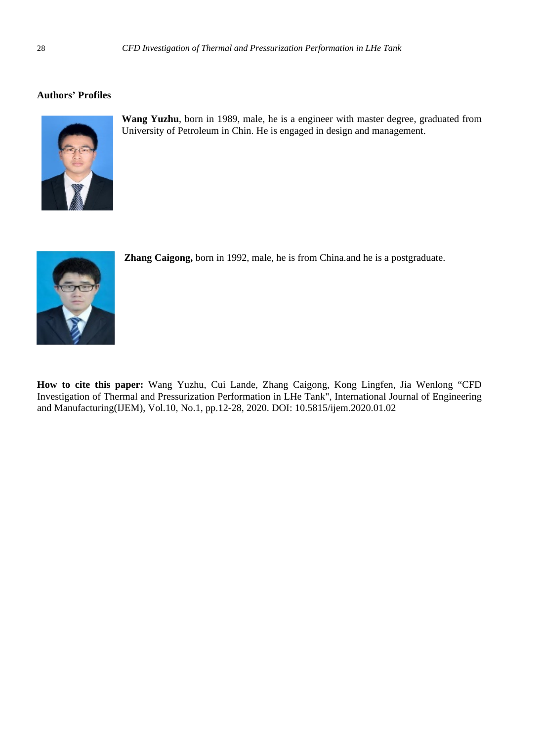**Authors' Profiles**

**Wang Yuzhu**, born in 1989, male, he is a engineer with master degree, graduated from University of Petroleum in Chin. He is engaged in design and management.

**Zhang Caigong,** born in 1992, male, he is from China.and he is a postgraduate.

**How to cite this paper:** Wang Yuzhu, Cui Lande, Zhang Caigong, Kong Lingfen, Jia Wenlong "CFD Investigation of Thermal and Pressurization Performation in LHe Tank", International Journal of Engineering and Manufacturing(IJEM), Vol.10, No.1, pp.12-28, 2020. DOI: 10.5815/ijem.2020.01.02